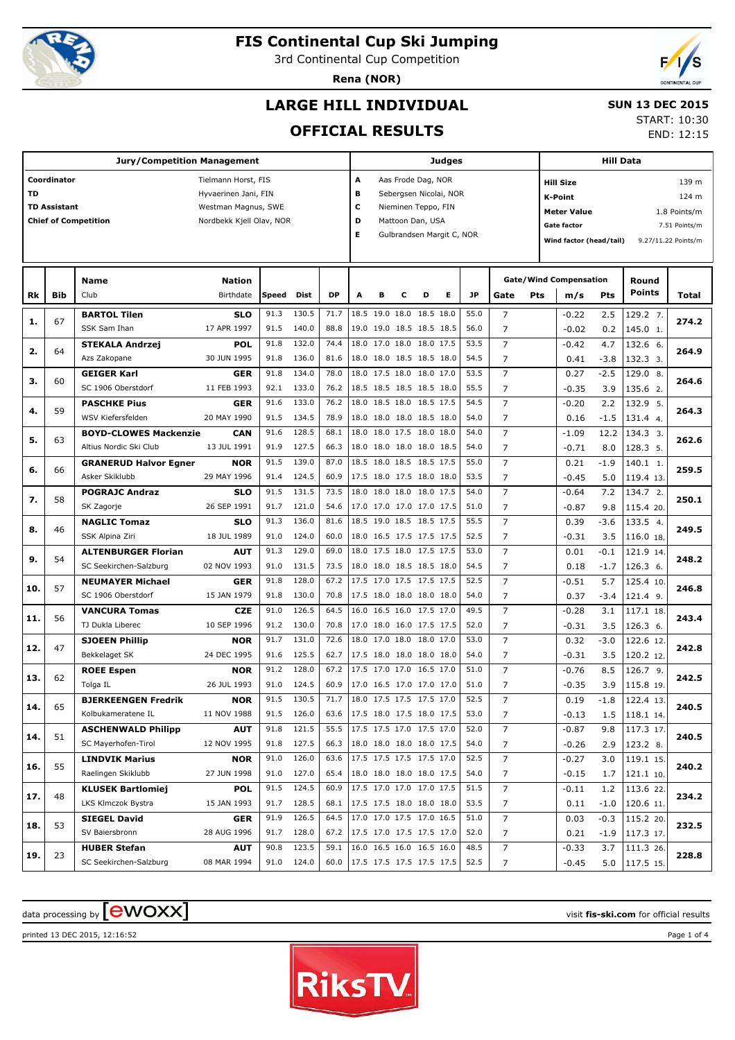# FIS Continental Cup Ski Jumping

3rd Continental Cup Competition

**Rena (NOR)**

## LARGE HILL INDIVIDUAL

## OFFICIAL RESULTS

**SUN 13 DEC 2015**

START: 10:30

END: 12:15

| Jury/Competition Management | | Judges | | Hill Data | |
|---|---|---|---|---|---|
| **Coordinator** | Tielmann Horst, FIS | **A** | Aas Frode Dag, NOR | **Hill Size** | 139 m |
| **TD** | Hyvaerinen Jani, FIN | **B** | Sebergsen Nicolai, NOR | **K-Point** | 124 m |
| **TD Assistant** | Westman Magnus, SWE | **C** | Nieminen Teppo, FIN | **Meter Value** | 1.8 Points/m |
| **Chief of Competition** | Nordbekk Kjell Olav, NOR | **D** | Mattoon Dan, USA | **Gate factor** | 7.51 Points/m |
| | | **E** | Gulbrandsen Margit C, NOR | **Wind factor (head/tail)** | 9.27/11.22 Points/m |

| Rk | Bib | Name / Club | Nation / Birthdate | Speed | Dist | DP | A | B | C | D | E | JP | Gate | Pts | m/s | Pts | Round Points | Total |
|---|---|---|---|---|---|---|---|---|---|---|---|---|---|---|---|---|---|---|
| **1.** | 67 | **BARTOL Tilen** | **SLO** | 91.3 | 130.5 | 71.7 | 18.5 | 19.0 | 18.0 | 18.5 | 18.0 | 55.0 | 7 | | -0.22 | 2.5 | 129.2 7. | **274.2** |
| | | SSK Sam Ihan | 17 APR 1997 | 91.5 | 140.0 | 88.8 | 19.0 | 19.0 | 18.5 | 18.5 | 18.5 | 56.0 | 7 | | -0.02 | 0.2 | 145.0 1. | |
| **2.** | 64 | **STEKALA Andrzej** | **POL** | 91.8 | 132.0 | 74.4 | 18.0 | 17.0 | 18.0 | 18.0 | 17.5 | 53.5 | 7 | | -0.42 | 4.7 | 132.6 6. | **264.9** |
| | | Azs Zakopane | 30 JUN 1995 | 91.8 | 136.0 | 81.6 | 18.0 | 18.0 | 18.5 | 18.5 | 18.0 | 54.5 | 7 | | 0.41 | -3.8 | 132.3 3. | |
| **3.** | 60 | **GEIGER Karl** | **GER** | 91.8 | 134.0 | 78.0 | 18.0 | 17.5 | 18.0 | 18.0 | 17.0 | 53.5 | 7 | | 0.27 | -2.5 | 129.0 8. | **264.6** |
| | | SC 1906 Oberstdorf | 11 FEB 1993 | 92.1 | 133.0 | 76.2 | 18.5 | 18.5 | 18.5 | 18.5 | 18.0 | 55.5 | 7 | | -0.35 | 3.9 | 135.6 2. | |
| **4.** | 59 | **PASCHKE Pius** | **GER** | 91.6 | 133.0 | 76.2 | 18.0 | 18.5 | 18.0 | 18.5 | 17.5 | 54.5 | 7 | | -0.20 | 2.2 | 132.9 5. | **264.3** |
| | | WSV Kiefersfelden | 20 MAY 1990 | 91.5 | 134.5 | 78.9 | 18.0 | 18.0 | 18.0 | 18.5 | 18.0 | 54.0 | 7 | | 0.16 | -1.5 | 131.4 4. | |
| **5.** | 63 | **BOYD-CLOWES Mackenzie** | **CAN** | 91.6 | 128.5 | 68.1 | 18.0 | 18.0 | 17.5 | 18.0 | 18.0 | 54.0 | 7 | | -1.09 | 12.2 | 134.3 3. | **262.6** |
| | | Altius Nordic Ski Club | 13 JUL 1991 | 91.9 | 127.5 | 66.3 | 18.0 | 18.0 | 18.0 | 18.0 | 18.5 | 54.0 | 7 | | -0.71 | 8.0 | 128.3 5. | |
| **6.** | 66 | **GRANERUD Halvor Egner** | **NOR** | 91.5 | 139.0 | 87.0 | 18.5 | 18.0 | 18.5 | 18.5 | 17.5 | 55.0 | 7 | | 0.21 | -1.9 | 140.1 1. | **259.5** |
| | | Asker Skiklubb | 29 MAY 1996 | 91.4 | 124.5 | 60.9 | 17.5 | 18.0 | 17.5 | 18.0 | 18.0 | 53.5 | 7 | | -0.45 | 5.0 | 119.4 13. | |
| **7.** | 58 | **POGRAJC Andraz** | **SLO** | 91.5 | 131.5 | 73.5 | 18.0 | 18.0 | 18.0 | 18.0 | 17.5 | 54.0 | 7 | | -0.64 | 7.2 | 134.7 2. | **250.1** |
| | | SK Zagorje | 26 SEP 1991 | 91.7 | 121.0 | 54.6 | 17.0 | 17.0 | 17.0 | 17.0 | 17.5 | 51.0 | 7 | | -0.87 | 9.8 | 115.4 20. | |
| **8.** | 46 | **NAGLIC Tomaz** | **SLO** | 91.3 | 136.0 | 81.6 | 18.5 | 19.0 | 18.5 | 18.5 | 17.5 | 55.5 | 7 | | 0.39 | -3.6 | 133.5 4. | **249.5** |
| | | SSK Alpina Ziri | 18 JUL 1989 | 91.0 | 124.0 | 60.0 | 18.0 | 16.5 | 17.5 | 17.5 | 17.5 | 52.5 | 7 | | -0.31 | 3.5 | 116.0 18. | |
| **9.** | 54 | **ALTENBURGER Florian** | **AUT** | 91.3 | 129.0 | 69.0 | 18.0 | 17.5 | 18.0 | 17.5 | 17.5 | 53.0 | 7 | | 0.01 | -0.1 | 121.9 14. | **248.2** |
| | | SC Seekirchen-Salzburg | 02 NOV 1993 | 91.0 | 131.5 | 73.5 | 18.0 | 18.0 | 18.5 | 18.5 | 18.0 | 54.5 | 7 | | 0.18 | -1.7 | 126.3 6. | |
| **10.** | 57 | **NEUMAYER Michael** | **GER** | 91.8 | 128.0 | 67.2 | 17.5 | 17.0 | 17.5 | 17.5 | 17.5 | 52.5 | 7 | | -0.51 | 5.7 | 125.4 10. | **246.8** |
| | | SC 1906 Oberstdorf | 15 JAN 1979 | 91.8 | 130.0 | 70.8 | 17.5 | 18.0 | 18.0 | 18.0 | 18.0 | 54.0 | 7 | | 0.37 | -3.4 | 121.4 9. | |
| **11.** | 56 | **VANCURA Tomas** | **CZE** | 91.0 | 126.5 | 64.5 | 16.0 | 16.5 | 16.0 | 17.5 | 17.0 | 49.5 | 7 | | -0.28 | 3.1 | 117.1 18. | **243.4** |
| | | TJ Dukla Liberec | 10 SEP 1996 | 91.2 | 130.0 | 70.8 | 17.0 | 18.0 | 16.0 | 17.5 | 17.5 | 52.0 | 7 | | -0.31 | 3.5 | 126.3 6. | |
| **12.** | 47 | **SJOEEN Phillip** | **NOR** | 91.7 | 131.0 | 72.6 | 18.0 | 17.0 | 18.0 | 18.0 | 17.0 | 53.0 | 7 | | 0.32 | -3.0 | 122.6 12. | **242.8** |
| | | Bekkelaget SK | 24 DEC 1995 | 91.6 | 125.5 | 62.7 | 17.5 | 18.0 | 18.0 | 18.0 | 18.0 | 54.0 | 7 | | -0.31 | 3.5 | 120.2 12. | |
| **13.** | 62 | **ROEE Espen** | **NOR** | 91.2 | 128.0 | 67.2 | 17.5 | 17.0 | 17.0 | 16.5 | 17.0 | 51.0 | 7 | | -0.76 | 8.5 | 126.7 9. | **242.5** |
| | | Tolga IL | 26 JUL 1993 | 91.0 | 124.5 | 60.9 | 17.0 | 16.5 | 17.0 | 17.0 | 17.0 | 51.0 | 7 | | -0.35 | 3.9 | 115.8 19. | |
| **14.** | 65 | **BJERKEENGEN Fredrik** | **NOR** | 91.5 | 130.5 | 71.7 | 18.0 | 17.5 | 17.5 | 17.5 | 17.0 | 52.5 | 7 | | 0.19 | -1.8 | 122.4 13. | **240.5** |
| | | Kolbukameratene IL | 11 NOV 1988 | 91.5 | 126.0 | 63.6 | 17.5 | 18.0 | 17.5 | 18.0 | 17.5 | 53.0 | 7 | | -0.13 | 1.5 | 118.1 14. | |
| **14.** | 51 | **ASCHENWALD Philipp** | **AUT** | 91.8 | 121.5 | 55.5 | 17.5 | 17.5 | 17.0 | 17.5 | 17.0 | 52.0 | 7 | | -0.87 | 9.8 | 117.3 17. | **240.5** |
| | | SC Mayerhofen-Tirol | 12 NOV 1995 | 91.8 | 127.5 | 66.3 | 18.0 | 18.0 | 18.0 | 18.0 | 17.5 | 54.0 | 7 | | -0.26 | 2.9 | 123.2 8. | |
| **16.** | 55 | **LINDVIK Marius** | **NOR** | 91.0 | 126.0 | 63.6 | 17.5 | 17.5 | 17.5 | 17.5 | 17.0 | 52.5 | 7 | | -0.27 | 3.0 | 119.1 15. | **240.2** |
| | | Raelingen Skiklubb | 27 JUN 1998 | 91.0 | 127.0 | 65.4 | 18.0 | 18.0 | 18.0 | 18.0 | 17.5 | 54.0 | 7 | | -0.15 | 1.7 | 121.1 10. | |
| **17.** | 48 | **KLUSEK Bartlomiej** | **POL** | 91.5 | 124.5 | 60.9 | 17.5 | 17.0 | 17.0 | 17.0 | 17.5 | 51.5 | 7 | | -0.11 | 1.2 | 113.6 22. | **234.2** |
| | | LKS Klmczok Bystra | 15 JAN 1993 | 91.7 | 128.5 | 68.1 | 17.5 | 17.5 | 18.0 | 18.0 | 18.0 | 53.5 | 7 | | 0.11 | -1.0 | 120.6 11. | |
| **18.** | 53 | **SIEGEL David** | **GER** | 91.9 | 126.5 | 64.5 | 17.0 | 17.0 | 17.5 | 17.0 | 16.5 | 51.0 | 7 | | 0.03 | -0.3 | 115.2 20. | **232.5** |
| | | SV Baiersbronn | 28 AUG 1996 | 91.7 | 128.0 | 67.2 | 17.5 | 17.0 | 17.5 | 17.5 | 17.0 | 52.0 | 7 | | 0.21 | -1.9 | 117.3 17. | |
| **19.** | 23 | **HUBER Stefan** | **AUT** | 90.8 | 123.5 | 59.1 | 16.0 | 16.5 | 16.0 | 16.5 | 16.0 | 48.5 | 7 | | -0.33 | 3.7 | 111.3 26. | **228.8** |
| | | SC Seekirchen-Salzburg | 08 MAR 1994 | 91.0 | 124.0 | 60.0 | 17.5 | 17.5 | 17.5 | 17.5 | 17.5 | 52.5 | 7 | | -0.45 | 5.0 | 117.5 15. | |

data processing by ewoxx — visit fis-ski.com for official results

printed 13 DEC 2015, 12:16:52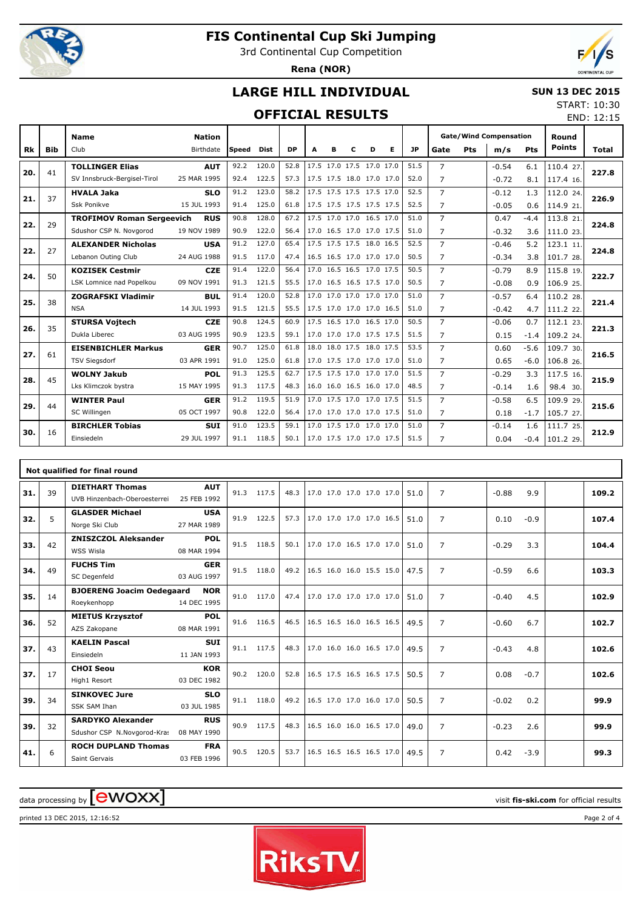# FIS Continental Cup Ski Jumping

3rd Continental Cup Competition

**Rena (NOR)**

## LARGE HILL INDIVIDUAL

**SUN 13 DEC 2015**

START: 10:30

END: 12:15

## OFFICIAL RESULTS

| Rk | Bib | Name / Club | Nation / Birthdate | Speed | Dist | DP | A | B | C | D | E | JP | Gate | Pts | m/s | Pts | Round Points | Total |
|---|---|---|---|---|---|---|---|---|---|---|---|---|---|---|---|---|---|---|
| 20. | 41 | **TOLLINGER Elias** | **AUT** | 92.2 | 120.0 | 52.8 | 17.5 | 17.0 | 17.5 | 17.0 | 17.0 | 51.5 | 7 | | -0.54 | 6.1 | 110.4 27. | **227.8** |
| | | SV Innsbruck-Bergisel-Tirol | 25 MAR 1995 | 92.4 | 122.5 | 57.3 | 17.5 | 17.5 | 18.0 | 17.0 | 17.0 | 52.0 | 7 | | -0.72 | 8.1 | 117.4 16. | |
| 21. | 37 | **HVALA Jaka** | **SLO** | 91.2 | 123.0 | 58.2 | 17.5 | 17.5 | 17.5 | 17.5 | 17.0 | 52.5 | 7 | | -0.12 | 1.3 | 112.0 24. | **226.9** |
| | | Ssk Ponikve | 15 JUL 1993 | 91.4 | 125.0 | 61.8 | 17.5 | 17.5 | 17.5 | 17.5 | 17.5 | 52.5 | 7 | | -0.05 | 0.6 | 114.9 21. | |
| 22. | 29 | **TROFIMOV Roman Sergeevich** | **RUS** | 90.8 | 128.0 | 67.2 | 17.5 | 17.0 | 17.0 | 16.5 | 17.0 | 51.0 | 7 | | 0.47 | -4.4 | 113.8 21. | **224.8** |
| | | Sdushor CSP N. Novgorod | 19 NOV 1989 | 90.9 | 122.0 | 56.4 | 17.0 | 16.5 | 17.0 | 17.0 | 17.5 | 51.0 | 7 | | -0.32 | 3.6 | 111.0 23. | |
| 22. | 27 | **ALEXANDER Nicholas** | **USA** | 91.2 | 127.0 | 65.4 | 17.5 | 17.5 | 17.5 | 18.0 | 16.5 | 52.5 | 7 | | -0.46 | 5.2 | 123.1 11. | **224.8** |
| | | Lebanon Outing Club | 24 AUG 1988 | 91.5 | 117.0 | 47.4 | 16.5 | 16.5 | 17.0 | 17.0 | 17.0 | 50.5 | 7 | | -0.34 | 3.8 | 101.7 28. | |
| 24. | 50 | **KOZISEK Cestmir** | **CZE** | 91.4 | 122.0 | 56.4 | 17.0 | 16.5 | 16.5 | 17.0 | 17.5 | 50.5 | 7 | | -0.79 | 8.9 | 115.8 19. | **222.7** |
| | | LSK Lomnice nad Popelkou | 09 NOV 1991 | 91.3 | 121.5 | 55.5 | 17.0 | 16.5 | 16.5 | 17.5 | 17.0 | 50.5 | 7 | | -0.08 | 0.9 | 106.9 25. | |
| 25. | 38 | **ZOGRAFSKI Vladimir** | **BUL** | 91.4 | 120.0 | 52.8 | 17.0 | 17.0 | 17.0 | 17.0 | 17.0 | 51.0 | 7 | | -0.57 | 6.4 | 110.2 28. | **221.4** |
| | | NSA | 14 JUL 1993 | 91.5 | 121.5 | 55.5 | 17.5 | 17.0 | 17.0 | 17.0 | 16.5 | 51.0 | 7 | | -0.42 | 4.7 | 111.2 22. | |
| 26. | 35 | **STURSA Vojtech** | **CZE** | 90.8 | 124.5 | 60.9 | 17.5 | 16.5 | 17.0 | 16.5 | 17.0 | 50.5 | 7 | | -0.06 | 0.7 | 112.1 23. | **221.3** |
| | | Dukla Liberec | 03 AUG 1995 | 90.9 | 123.5 | 59.1 | 17.0 | 17.0 | 17.0 | 17.5 | 17.5 | 51.5 | 7 | | 0.15 | -1.4 | 109.2 24. | |
| 27. | 61 | **EISENBICHLER Markus** | **GER** | 90.7 | 125.0 | 61.8 | 18.0 | 18.0 | 17.5 | 18.0 | 17.5 | 53.5 | 7 | | 0.60 | -5.6 | 109.7 30. | **216.5** |
| | | TSV Siegsdorf | 03 APR 1991 | 91.0 | 125.0 | 61.8 | 17.0 | 17.5 | 17.0 | 17.0 | 17.0 | 51.0 | 7 | | 0.65 | -6.0 | 106.8 26. | |
| 28. | 45 | **WOLNY Jakub** | **POL** | 91.3 | 125.5 | 62.7 | 17.5 | 17.5 | 17.0 | 17.0 | 17.0 | 51.5 | 7 | | -0.29 | 3.3 | 117.5 16. | **215.9** |
| | | Lks Klimczok bystra | 15 MAY 1995 | 91.3 | 117.5 | 48.3 | 16.0 | 16.0 | 16.5 | 16.0 | 17.0 | 48.5 | 7 | | -0.14 | 1.6 | 98.4 30. | |
| 29. | 44 | **WINTER Paul** | **GER** | 91.2 | 119.5 | 51.9 | 17.0 | 17.5 | 17.0 | 17.0 | 17.5 | 51.5 | 7 | | -0.58 | 6.5 | 109.9 29. | **215.6** |
| | | SC Willingen | 05 OCT 1997 | 90.8 | 122.0 | 56.4 | 17.0 | 17.0 | 17.0 | 17.0 | 17.5 | 51.0 | 7 | | 0.18 | -1.7 | 105.7 27. | |
| 30. | 16 | **BIRCHLER Tobias** | **SUI** | 91.0 | 123.5 | 59.1 | 17.0 | 17.5 | 17.0 | 17.0 | 17.0 | 51.0 | 7 | | -0.14 | 1.6 | 111.7 25. | **212.9** |
| | | Einsiedeln | 29 JUL 1997 | 91.1 | 118.5 | 50.1 | 17.0 | 17.5 | 17.0 | 17.0 | 17.5 | 51.5 | 7 | | 0.04 | -0.4 | 101.2 29. | |

### Not qualified for final round

| Rk | Bib | Name / Club | Nation / Birthdate | Speed | Dist | DP | A | B | C | D | E | JP | Gate | Pts | m/s | Pts | Round Points | Total |
|---|---|---|---|---|---|---|---|---|---|---|---|---|---|---|---|---|---|---|
| 31. | 39 | **DIETHART Thomas** / UVB Hinzenbach-Oberoesterrei | **AUT** / 25 FEB 1992 | 91.3 | 117.5 | 48.3 | 17.0 | 17.0 | 17.0 | 17.0 | 17.0 | 51.0 | 7 | | -0.88 | 9.9 | | **109.2** |
| 32. | 5 | **GLASDER Michael** / Norge Ski Club | **USA** / 27 MAR 1989 | 91.9 | 122.5 | 57.3 | 17.0 | 17.0 | 17.0 | 17.0 | 16.5 | 51.0 | 7 | | 0.10 | -0.9 | | **107.4** |
| 33. | 42 | **ZNISZCZOL Aleksander** / WSS Wisla | **POL** / 08 MAR 1994 | 91.5 | 118.5 | 50.1 | 17.0 | 17.0 | 16.5 | 17.0 | 17.0 | 51.0 | 7 | | -0.29 | 3.3 | | **104.4** |
| 34. | 49 | **FUCHS Tim** / SC Degenfeld | **GER** / 03 AUG 1997 | 91.5 | 118.0 | 49.2 | 16.5 | 16.0 | 16.0 | 15.5 | 15.0 | 47.5 | 7 | | -0.59 | 6.6 | | **103.3** |
| 35. | 14 | **BJOERENG Joacim Oedegaard** / Roeykenhopp | **NOR** / 14 DEC 1995 | 91.0 | 117.0 | 47.4 | 17.0 | 17.0 | 17.0 | 17.0 | 17.0 | 51.0 | 7 | | -0.40 | 4.5 | | **102.9** |
| 36. | 52 | **MIETUS Krzysztof** / AZS Zakopane | **POL** / 08 MAR 1991 | 91.6 | 116.5 | 46.5 | 16.5 | 16.5 | 16.0 | 16.5 | 16.5 | 49.5 | 7 | | -0.60 | 6.7 | | **102.7** |
| 37. | 43 | **KAELIN Pascal** / Einsiedeln | **SUI** / 11 JAN 1993 | 91.1 | 117.5 | 48.3 | 17.0 | 16.0 | 16.0 | 16.5 | 17.0 | 49.5 | 7 | | -0.43 | 4.8 | | **102.6** |
| 37. | 17 | **CHOI Seou** / High1 Resort | **KOR** / 03 DEC 1982 | 90.2 | 120.0 | 52.8 | 16.5 | 17.5 | 16.5 | 16.5 | 17.5 | 50.5 | 7 | | 0.08 | -0.7 | | **102.6** |
| 39. | 34 | **SINKOVEC Jure** / SSK SAM Ihan | **SLO** / 03 JUL 1985 | 91.1 | 118.0 | 49.2 | 16.5 | 17.0 | 17.0 | 16.0 | 17.0 | 50.5 | 7 | | -0.02 | 0.2 | | **99.9** |
| 39. | 32 | **SARDYKO Alexander** / Sdushor CSP N.Novgorod-Kras | **RUS** / 08 MAY 1990 | 90.9 | 117.5 | 48.3 | 16.5 | 16.0 | 16.0 | 16.5 | 17.0 | 49.0 | 7 | | -0.23 | 2.6 | | **99.9** |
| 41. | 6 | **ROCH DUPLAND Thomas** / Saint Gervais | **FRA** / 03 FEB 1996 | 90.5 | 120.5 | 53.7 | 16.5 | 16.5 | 16.5 | 16.5 | 17.0 | 49.5 | 7 | | 0.42 | -3.9 | | **99.3** |

data processing by ewoxx — visit **fis-ski.com** for official results

printed 13 DEC 2015, 12:16:52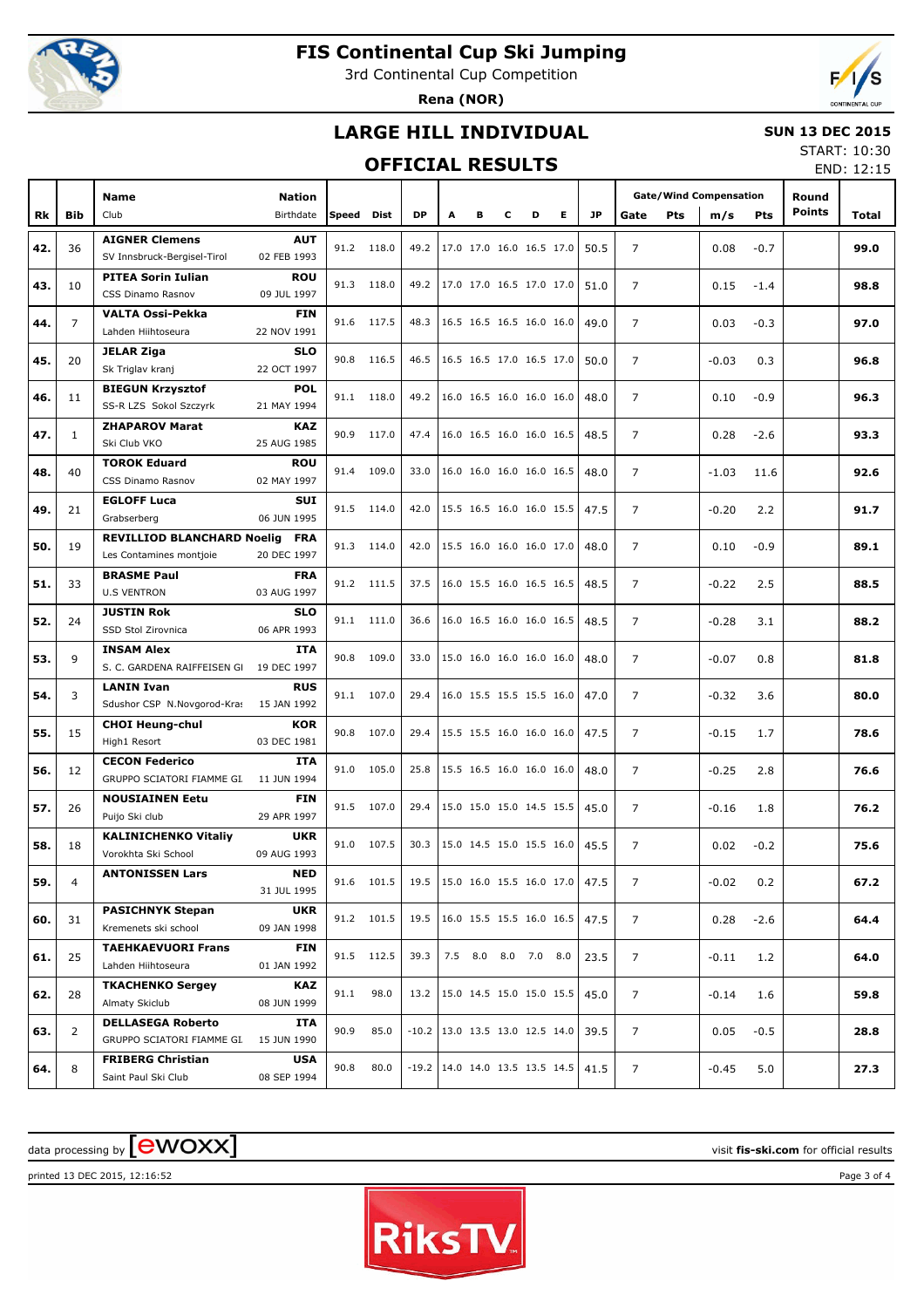# FIS Continental Cup Ski Jumping

3rd Continental Cup Competition

**Rena (NOR)**

## LARGE HILL INDIVIDUAL

**SUN 13 DEC 2015**

START: 10:30

END: 12:15

## OFFICIAL RESULTS

| Rk | Bib | Name / Club | Nation / Birthdate | Speed | Dist | DP | A | B | C | D | E | JP | Gate | Pts | m/s | Pts | Round Points | Total |
|---|---|---|---|---|---|---|---|---|---|---|---|---|---|---|---|---|---|---|
| 42. | 36 | **AIGNER Clemens** SV Innsbruck-Bergisel-Tirol | **AUT** 02 FEB 1993 | 91.2 | 118.0 | 49.2 | 17.0 | 17.0 | 16.0 | 16.5 | 17.0 | 50.5 | 7 | | 0.08 | -0.7 | | **99.0** |
| 43. | 10 | **PITEA Sorin Iulian** CSS Dinamo Rasnov | **ROU** 09 JUL 1997 | 91.3 | 118.0 | 49.2 | 17.0 | 17.0 | 16.5 | 17.0 | 17.0 | 51.0 | 7 | | 0.15 | -1.4 | | **98.8** |
| 44. | 7 | **VALTA Ossi-Pekka** Lahden Hiihtoseura | **FIN** 22 NOV 1991 | 91.6 | 117.5 | 48.3 | 16.5 | 16.5 | 16.5 | 16.0 | 16.0 | 49.0 | 7 | | 0.03 | -0.3 | | **97.0** |
| 45. | 20 | **JELAR Ziga** Sk Triglav kranj | **SLO** 22 OCT 1997 | 90.8 | 116.5 | 46.5 | 16.5 | 16.5 | 17.0 | 16.5 | 17.0 | 50.0 | 7 | | -0.03 | 0.3 | | **96.8** |
| 46. | 11 | **BIEGUN Krzysztof** SS-R LZS Sokol Szczyrk | **POL** 21 MAY 1994 | 91.1 | 118.0 | 49.2 | 16.0 | 16.5 | 16.0 | 16.0 | 16.0 | 48.0 | 7 | | 0.10 | -0.9 | | **96.3** |
| 47. | 1 | **ZHAPAROV Marat** Ski Club VKO | **KAZ** 25 AUG 1985 | 90.9 | 117.0 | 47.4 | 16.0 | 16.5 | 16.0 | 16.0 | 16.5 | 48.5 | 7 | | 0.28 | -2.6 | | **93.3** |
| 48. | 40 | **TOROK Eduard** CSS Dinamo Rasnov | **ROU** 02 MAY 1997 | 91.4 | 109.0 | 33.0 | 16.0 | 16.0 | 16.0 | 16.0 | 16.5 | 48.0 | 7 | | -1.03 | 11.6 | | **92.6** |
| 49. | 21 | **EGLOFF Luca** Grabserberg | **SUI** 06 JUN 1995 | 91.5 | 114.0 | 42.0 | 15.5 | 16.5 | 16.0 | 16.0 | 15.5 | 47.5 | 7 | | -0.20 | 2.2 | | **91.7** |
| 50. | 19 | **REVILLIOD BLANCHARD Noelig** Les Contamines montjoie | **FRA** 20 DEC 1997 | 91.3 | 114.0 | 42.0 | 15.5 | 16.0 | 16.0 | 16.0 | 17.0 | 48.0 | 7 | | 0.10 | -0.9 | | **89.1** |
| 51. | 33 | **BRASME Paul** U.S VENTRON | **FRA** 03 AUG 1997 | 91.2 | 111.5 | 37.5 | 16.0 | 15.5 | 16.0 | 16.5 | 16.5 | 48.5 | 7 | | -0.22 | 2.5 | | **88.5** |
| 52. | 24 | **JUSTIN Rok** SSD Stol Zirovnica | **SLO** 06 APR 1993 | 91.1 | 111.0 | 36.6 | 16.0 | 16.5 | 16.0 | 16.0 | 16.5 | 48.5 | 7 | | -0.28 | 3.1 | | **88.2** |
| 53. | 9 | **INSAM Alex** S. C. GARDENA RAIFFEISEN GI | **ITA** 19 DEC 1997 | 90.8 | 109.0 | 33.0 | 15.0 | 16.0 | 16.0 | 16.0 | 16.0 | 48.0 | 7 | | -0.07 | 0.8 | | **81.8** |
| 54. | 3 | **LANIN Ivan** Sdushor CSP N.Novgorod-Kras | **RUS** 15 JAN 1992 | 91.1 | 107.0 | 29.4 | 16.0 | 15.5 | 15.5 | 15.5 | 16.0 | 47.0 | 7 | | -0.32 | 3.6 | | **80.0** |
| 55. | 15 | **CHOI Heung-chul** High1 Resort | **KOR** 03 DEC 1981 | 90.8 | 107.0 | 29.4 | 15.5 | 15.5 | 16.0 | 16.0 | 16.0 | 47.5 | 7 | | -0.15 | 1.7 | | **78.6** |
| 56. | 12 | **CECON Federico** GRUPPO SCIATORI FIAMME GI. | **ITA** 11 JUN 1994 | 91.0 | 105.0 | 25.8 | 15.5 | 16.5 | 16.0 | 16.0 | 16.0 | 48.0 | 7 | | -0.25 | 2.8 | | **76.6** |
| 57. | 26 | **NOUSIAINEN Eetu** Puijo Ski club | **FIN** 29 APR 1997 | 91.5 | 107.0 | 29.4 | 15.0 | 15.0 | 15.0 | 14.5 | 15.5 | 45.0 | 7 | | -0.16 | 1.8 | | **76.2** |
| 58. | 18 | **KALINICHENKO Vitaliy** Vorokhta Ski School | **UKR** 09 AUG 1993 | 91.0 | 107.5 | 30.3 | 15.0 | 14.5 | 15.0 | 15.5 | 16.0 | 45.5 | 7 | | 0.02 | -0.2 | | **75.6** |
| 59. | 4 | **ANTONISSEN Lars** | **NED** 31 JUL 1995 | 91.6 | 101.5 | 19.5 | 15.0 | 16.0 | 15.5 | 16.0 | 17.0 | 47.5 | 7 | | -0.02 | 0.2 | | **67.2** |
| 60. | 31 | **PASICHNYK Stepan** Kremenets ski school | **UKR** 09 JAN 1998 | 91.2 | 101.5 | 19.5 | 16.0 | 15.5 | 15.5 | 16.0 | 16.5 | 47.5 | 7 | | 0.28 | -2.6 | | **64.4** |
| 61. | 25 | **TAEHKAEVUORI Frans** Lahden Hiihtoseura | **FIN** 01 JAN 1992 | 91.5 | 112.5 | 39.3 | 7.5 | 8.0 | 8.0 | 7.0 | 8.0 | 23.5 | 7 | | -0.11 | 1.2 | | **64.0** |
| 62. | 28 | **TKACHENKO Sergey** Almaty Skiclub | **KAZ** 08 JUN 1999 | 91.1 | 98.0 | 13.2 | 15.0 | 14.5 | 15.0 | 15.0 | 15.5 | 45.0 | 7 | | -0.14 | 1.6 | | **59.8** |
| 63. | 2 | **DELLASEGA Roberto** GRUPPO SCIATORI FIAMME GI. | **ITA** 15 JUN 1990 | 90.9 | 85.0 | -10.2 | 13.0 | 13.5 | 13.0 | 12.5 | 14.0 | 39.5 | 7 | | 0.05 | -0.5 | | **28.8** |
| 64. | 8 | **FRIBERG Christian** Saint Paul Ski Club | **USA** 08 SEP 1994 | 90.8 | 80.0 | -19.2 | 14.0 | 14.0 | 13.5 | 13.5 | 14.5 | 41.5 | 7 | | -0.45 | 5.0 | | **27.3** |

data processing by ewoxx — visit **fis-ski.com** for official results

printed 13 DEC 2015, 12:16:52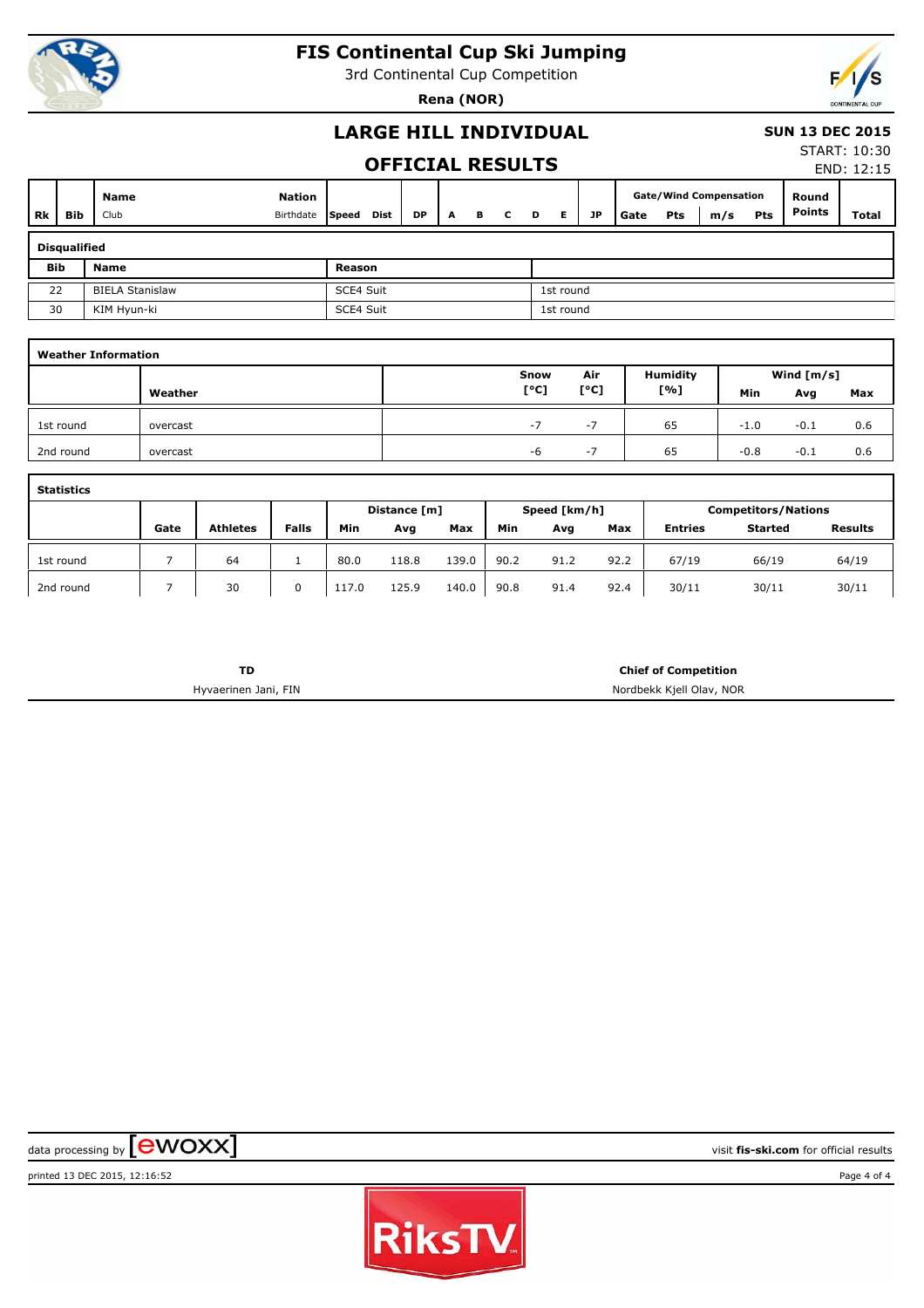# FIS Continental Cup Ski Jumping

3rd Continental Cup Competition

**Rena (NOR)**

## LARGE HILL INDIVIDUAL

**SUN 13 DEC 2015**

START: 10:30

END: 12:15

## OFFICIAL RESULTS

| Rk | Bib | Name / Club | Nation / Birthdate | Speed | Dist | DP | A | B | C | D | E | JP | Gate | Pts | m/s | Pts | Round Points | Total |
|---|---|---|---|---|---|---|---|---|---|---|---|---|---|---|---|---|---|---|

### Disqualified

| Bib | Name | Reason | |
|---|---|---|---|
| 22 | BIELA Stanislaw | SCE4 Suit | 1st round |
| 30 | KIM Hyun-ki | SCE4 Suit | 1st round |

### Weather Information

| | Weather | Snow [°C] | Air [°C] | Humidity [%] | Wind [m/s] Min | Avg | Max |
|---|---|---|---|---|---|---|---|
| 1st round | overcast | -7 | -7 | 65 | -1.0 | -0.1 | 0.6 |
| 2nd round | overcast | -6 | -7 | 65 | -0.8 | -0.1 | 0.6 |

### Statistics

| | Gate | Athletes | Falls | Distance [m] Min | Avg | Max | Speed [km/h] Min | Avg | Max | Competitors/Nations Entries | Started | Results |
|---|---|---|---|---|---|---|---|---|---|---|---|---|
| 1st round | 7 | 64 | 1 | 80.0 | 118.8 | 139.0 | 90.2 | 91.2 | 92.2 | 67/19 | 66/19 | 64/19 |
| 2nd round | 7 | 30 | 0 | 117.0 | 125.9 | 140.0 | 90.8 | 91.4 | 92.4 | 30/11 | 30/11 | 30/11 |

**TD**
Hyvaerinen Jani, FIN

**Chief of Competition**
Nordbekk Kjell Olav, NOR

data processing by [ewoxx]

visit **fis-ski.com** for official results

printed 13 DEC 2015, 12:16:52